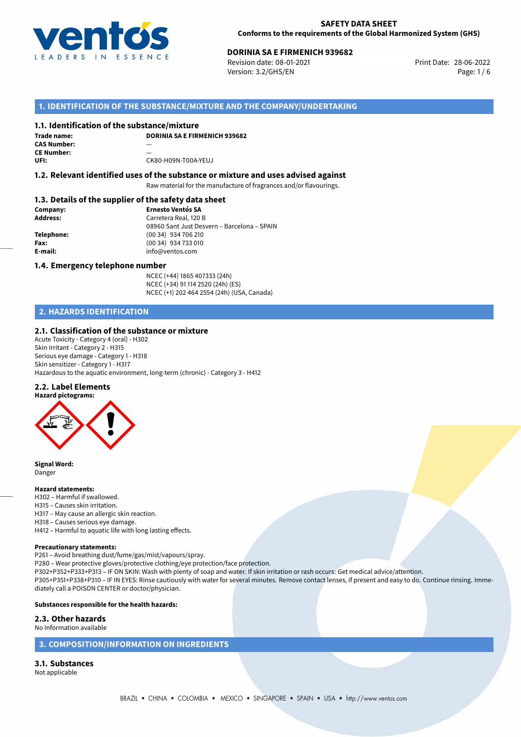**SAFETY DATA SHEET**
**Conforms to the requirements of the Global Harmonized System (GHS)**

**DORINIA SA E FIRMENICH 939682**
Revision date: 08-01-2021
Version: 3.2/GHS/EN
Print Date: 28-06-2022

## 1. IDENTIFICATION OF THE SUBSTANCE/MIXTURE AND THE COMPANY/UNDERTAKING

### 1.1. Identification of the substance/mixture

| | |
|---|---|
| **Trade name:** | **DORINIA SA E FIRMENICH 939682** |
| **CAS Number:** | — |
| **CE Number:** | — |
| **UFI:** | CK80-H09N-T00A-YEUJ |

### 1.2. Relevant identified uses of the substance or mixture and uses advised against

Raw material for the manufacture of fragrances and/or flavourings.

### 1.3. Details of the supplier of the safety data sheet

| | |
|---|---|
| **Company:** | **Ernesto Ventós SA** |
| **Address:** | Carretera Real, 120 B<br>08960 Sant Just Desvern – Barcelona – SPAIN |
| **Telephone:** | (00 34) 934 706 210 |
| **Fax:** | (00 34) 934 733 010 |
| **E-mail:** | info@ventos.com |

### 1.4. Emergency telephone number

NCEC (+44) 1865 407333 (24h)
NCEC (+34) 91 114 2520 (24h) (ES)
NCEC (+1) 202 464 2554 (24h) (USA, Canada)

## 2. HAZARDS IDENTIFICATION

### 2.1. Classification of the substance or mixture

Acute Toxicity - Category 4 (oral) - H302
Skin Irritant - Category 2 - H315
Serious eye damage - Category 1 - H318
Skin sensitizer - Category 1 - H317
Hazardous to the aquatic environment, long-term (chronic) - Category 3 - H412

### 2.2. Label Elements

**Hazard pictograms:**

**Signal Word:**
Danger

**Hazard statements:**
H302 – Harmful if swallowed.
H315 – Causes skin irritation.
H317 – May cause an allergic skin reaction.
H318 – Causes serious eye damage.
H412 – Harmful to aquatic life with long lasting effects.

**Precautionary statements:**
P261 – Avoid breathing dust/fume/gas/mist/vapours/spray.
P280 – Wear protective gloves/protective clothing/eye protection/face protection.
P302+P352+P333+P313 – IF ON SKIN: Wash with plenty of soap and water. If skin irritation or rash occurs: Get medical advice/attention.
P305+P351+P338+P310 – IF IN EYES: Rinse cautiously with water for several minutes. Remove contact lenses, if present and easy to do. Continue rinsing. Immediately call a POISON CENTER or doctor/physician.

**Substances responsible for the health hazards:**

### 2.3. Other hazards

No Information available

## 3. COMPOSITION/INFORMATION ON INGREDIENTS

### 3.1. Substances

Not applicable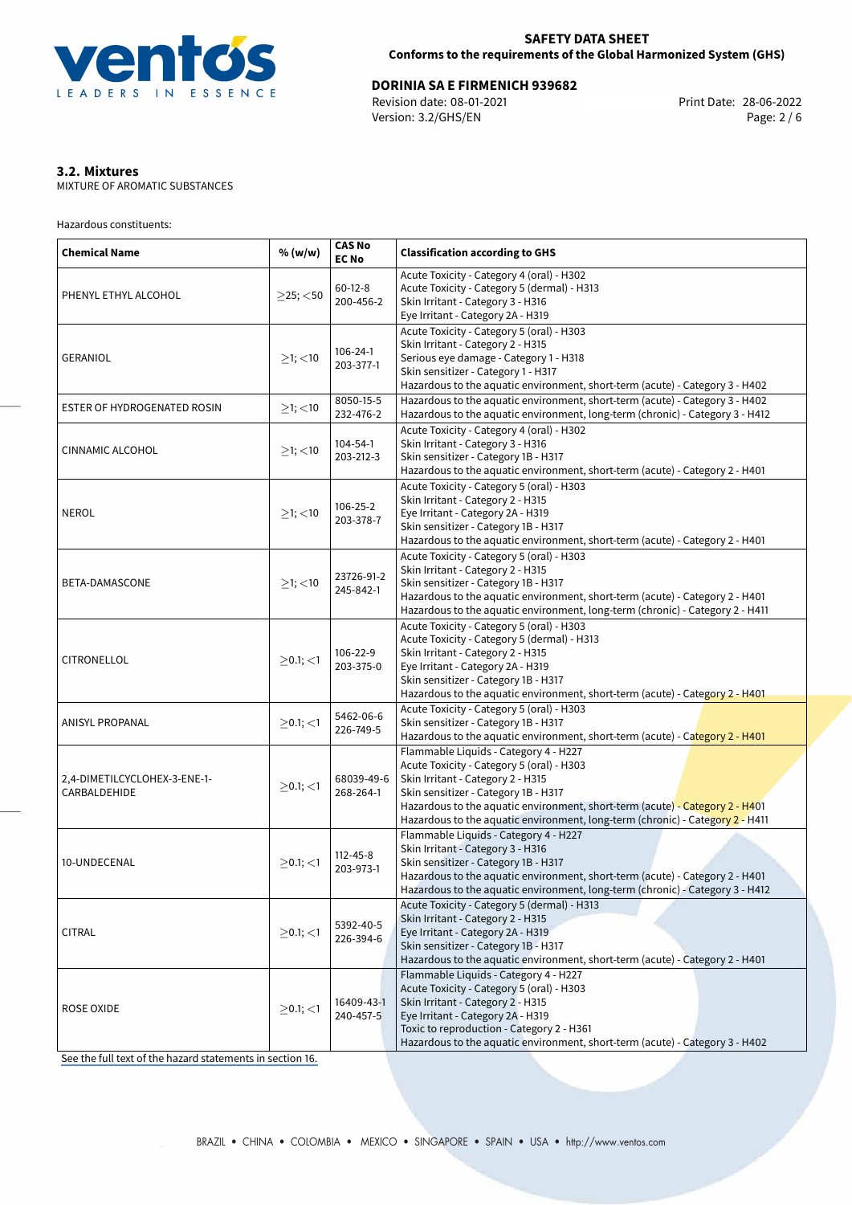### 3.2. Mixtures

MIXTURE OF AROMATIC SUBSTANCES

Hazardous constituents:

| Chemical Name | % (w/w) | CAS No<br>EC No | Classification according to GHS |
|---|---|---|---|
| PHENYL ETHYL ALCOHOL | ≥25; <50 | 60-12-8<br>200-456-2 | Acute Toxicity - Category 4 (oral) - H302<br>Acute Toxicity - Category 5 (dermal) - H313<br>Skin Irritant - Category 3 - H316<br>Eye Irritant - Category 2A - H319 |
| GERANIOL | ≥1; <10 | 106-24-1<br>203-377-1 | Acute Toxicity - Category 5 (oral) - H303<br>Skin Irritant - Category 2 - H315<br>Serious eye damage - Category 1 - H318<br>Skin sensitizer - Category 1 - H317<br>Hazardous to the aquatic environment, short-term (acute) - Category 3 - H402 |
| ESTER OF HYDROGENATED ROSIN | ≥1; <10 | 8050-15-5<br>232-476-2 | Hazardous to the aquatic environment, short-term (acute) - Category 3 - H402<br>Hazardous to the aquatic environment, long-term (chronic) - Category 3 - H412 |
| CINNAMIC ALCOHOL | ≥1; <10 | 104-54-1<br>203-212-3 | Acute Toxicity - Category 4 (oral) - H302<br>Skin Irritant - Category 3 - H316<br>Skin sensitizer - Category 1B - H317<br>Hazardous to the aquatic environment, short-term (acute) - Category 2 - H401 |
| NEROL | ≥1; <10 | 106-25-2<br>203-378-7 | Acute Toxicity - Category 5 (oral) - H303<br>Skin Irritant - Category 2 - H315<br>Eye Irritant - Category 2A - H319<br>Skin sensitizer - Category 1B - H317<br>Hazardous to the aquatic environment, short-term (acute) - Category 2 - H401 |
| BETA-DAMASCONE | ≥1; <10 | 23726-91-2<br>245-842-1 | Acute Toxicity - Category 5 (oral) - H303<br>Skin Irritant - Category 2 - H315<br>Skin sensitizer - Category 1B - H317<br>Hazardous to the aquatic environment, short-term (acute) - Category 2 - H401<br>Hazardous to the aquatic environment, long-term (chronic) - Category 2 - H411 |
| CITRONELLOL | ≥0.1; <1 | 106-22-9<br>203-375-0 | Acute Toxicity - Category 5 (oral) - H303<br>Acute Toxicity - Category 5 (dermal) - H313<br>Skin Irritant - Category 2 - H315<br>Eye Irritant - Category 2A - H319<br>Skin sensitizer - Category 1B - H317<br>Hazardous to the aquatic environment, short-term (acute) - Category 2 - H401 |
| ANISYL PROPANAL | ≥0.1; <1 | 5462-06-6<br>226-749-5 | Acute Toxicity - Category 5 (oral) - H303<br>Skin sensitizer - Category 1B - H317<br>Hazardous to the aquatic environment, short-term (acute) - Category 2 - H401 |
| 2,4-DIMETILCYCLOHEX-3-ENE-1-CARBALDEHIDE | ≥0.1; <1 | 68039-49-6<br>268-264-1 | Flammable Liquids - Category 4 - H227<br>Acute Toxicity - Category 5 (oral) - H303<br>Skin Irritant - Category 2 - H315<br>Skin sensitizer - Category 1B - H317<br>Hazardous to the aquatic environment, short-term (acute) - Category 2 - H401<br>Hazardous to the aquatic environment, long-term (chronic) - Category 2 - H411 |
| 10-UNDECENAL | ≥0.1; <1 | 112-45-8<br>203-973-1 | Flammable Liquids - Category 4 - H227<br>Skin Irritant - Category 3 - H316<br>Skin sensitizer - Category 1B - H317<br>Hazardous to the aquatic environment, short-term (acute) - Category 2 - H401<br>Hazardous to the aquatic environment, long-term (chronic) - Category 3 - H412 |
| CITRAL | ≥0.1; <1 | 5392-40-5<br>226-394-6 | Acute Toxicity - Category 5 (dermal) - H313<br>Skin Irritant - Category 2 - H315<br>Eye Irritant - Category 2A - H319<br>Skin sensitizer - Category 1B - H317<br>Hazardous to the aquatic environment, short-term (acute) - Category 2 - H401 |
| ROSE OXIDE | ≥0.1; <1 | 16409-43-1<br>240-457-5 | Flammable Liquids - Category 4 - H227<br>Acute Toxicity - Category 5 (oral) - H303<br>Skin Irritant - Category 2 - H315<br>Eye Irritant - Category 2A - H319<br>Toxic to reproduction - Category 2 - H361<br>Hazardous to the aquatic environment, short-term (acute) - Category 3 - H402 |

See the full text of the hazard statements in section 16.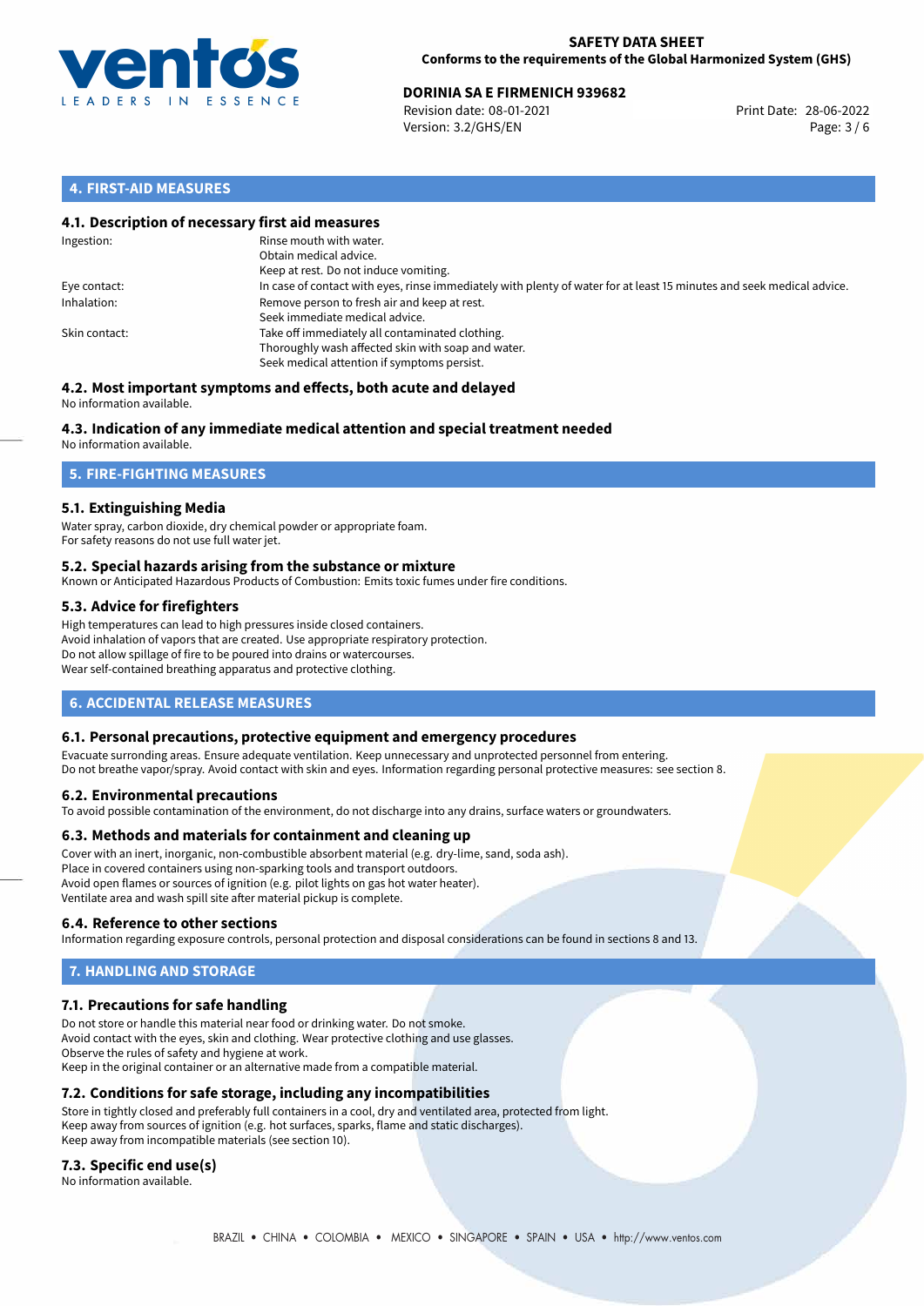## 4. FIRST-AID MEASURES

### 4.1. Description of necessary first aid measures

| | |
|---|---|
| Ingestion: | Rinse mouth with water.<br>Obtain medical advice.<br>Keep at rest. Do not induce vomiting. |
| Eye contact: | In case of contact with eyes, rinse immediately with plenty of water for at least 15 minutes and seek medical advice. |
| Inhalation: | Remove person to fresh air and keep at rest.<br>Seek immediate medical advice. |
| Skin contact: | Take off immediately all contaminated clothing.<br>Thoroughly wash affected skin with soap and water.<br>Seek medical attention if symptoms persist. |

### 4.2. Most important symptoms and effects, both acute and delayed

No information available.

### 4.3. Indication of any immediate medical attention and special treatment needed

No information available.

## 5. FIRE-FIGHTING MEASURES

### 5.1. Extinguishing Media

Water spray, carbon dioxide, dry chemical powder or appropriate foam.
For safety reasons do not use full water jet.

### 5.2. Special hazards arising from the substance or mixture

Known or Anticipated Hazardous Products of Combustion: Emits toxic fumes under fire conditions.

### 5.3. Advice for firefighters

High temperatures can lead to high pressures inside closed containers.
Avoid inhalation of vapors that are created. Use appropriate respiratory protection.
Do not allow spillage of fire to be poured into drains or watercourses.
Wear self-contained breathing apparatus and protective clothing.

## 6. ACCIDENTAL RELEASE MEASURES

### 6.1. Personal precautions, protective equipment and emergency procedures

Evacuate surronding areas. Ensure adequate ventilation. Keep unnecessary and unprotected personnel from entering.
Do not breathe vapor/spray. Avoid contact with skin and eyes. Information regarding personal protective measures: see section 8.

### 6.2. Environmental precautions

To avoid possible contamination of the environment, do not discharge into any drains, surface waters or groundwaters.

### 6.3. Methods and materials for containment and cleaning up

Cover with an inert, inorganic, non-combustible absorbent material (e.g. dry-lime, sand, soda ash).
Place in covered containers using non-sparking tools and transport outdoors.
Avoid open flames or sources of ignition (e.g. pilot lights on gas hot water heater).
Ventilate area and wash spill site after material pickup is complete.

### 6.4. Reference to other sections

Information regarding exposure controls, personal protection and disposal considerations can be found in sections 8 and 13.

## 7. HANDLING AND STORAGE

### 7.1. Precautions for safe handling

Do not store or handle this material near food or drinking water. Do not smoke.
Avoid contact with the eyes, skin and clothing. Wear protective clothing and use glasses.
Observe the rules of safety and hygiene at work.
Keep in the original container or an alternative made from a compatible material.

### 7.2. Conditions for safe storage, including any incompatibilities

Store in tightly closed and preferably full containers in a cool, dry and ventilated area, protected from light.
Keep away from sources of ignition (e.g. hot surfaces, sparks, flame and static discharges).
Keep away from incompatible materials (see section 10).

### 7.3. Specific end use(s)

No information available.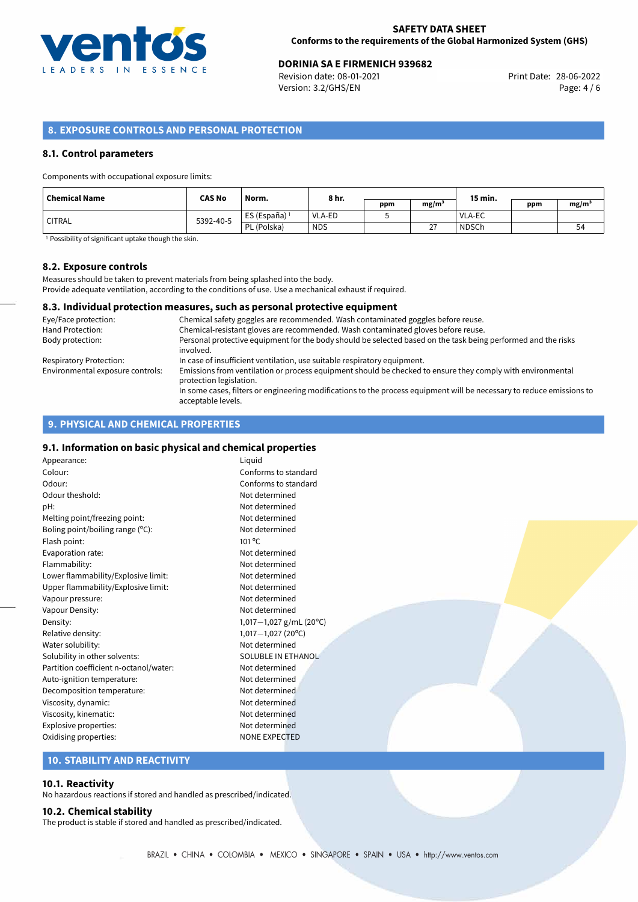## 8. EXPOSURE CONTROLS AND PERSONAL PROTECTION

### 8.1. Control parameters

Components with occupational exposure limits:

| Chemical Name | CAS No | Norm. | 8 hr. | ppm | mg/m³ | 15 min. | ppm | mg/m³ |
|---|---|---|---|---|---|---|---|---|
| CITRAL | 5392-40-5 | ES (España) [1] | VLA-ED | 5 | | VLA-EC | | |
| | | PL (Polska) | NDS | | 27 | NDSCh | | 54 |

[1] Possibility of significant uptake though the skin.

### 8.2. Exposure controls

Measures should be taken to prevent materials from being splashed into the body.
Provide adequate ventilation, according to the conditions of use. Use a mechanical exhaust if required.

### 8.3. Individual protection measures, such as personal protective equipment

Eye/Face protection: Chemical safety goggles are recommended. Wash contaminated goggles before reuse.
Hand Protection: Chemical-resistant gloves are recommended. Wash contaminated gloves before reuse.
Body protection: Personal protective equipment for the body should be selected based on the task being performed and the risks involved.
Respiratory Protection: In case of insufficient ventilation, use suitable respiratory equipment.
Environmental exposure controls: Emissions from ventilation or process equipment should be checked to ensure they comply with environmental protection legislation.
In some cases, filters or engineering modifications to the process equipment will be necessary to reduce emissions to acceptable levels.

## 9. PHYSICAL AND CHEMICAL PROPERTIES

### 9.1. Information on basic physical and chemical properties

| | |
|---|---|
| Appearance: | Liquid |
| Colour: | Conforms to standard |
| Odour: | Conforms to standard |
| Odour theshold: | Not determined |
| pH: | Not determined |
| Melting point/freezing point: | Not determined |
| Boling point/boiling range (°C): | Not determined |
| Flash point: | 101 °C |
| Evaporation rate: | Not determined |
| Flammability: | Not determined |
| Lower flammability/Explosive limit: | Not determined |
| Upper flammability/Explosive limit: | Not determined |
| Vapour pressure: | Not determined |
| Vapour Density: | Not determined |
| Density: | 1,017—1,027 g/mL (20°C) |
| Relative density: | 1,017—1,027 (20°C) |
| Water solubility: | Not determined |
| Solubility in other solvents: | SOLUBLE IN ETHANOL |
| Partition coefficient n-octanol/water: | Not determined |
| Auto-ignition temperature: | Not determined |
| Decomposition temperature: | Not determined |
| Viscosity, dynamic: | Not determined |
| Viscosity, kinematic: | Not determined |
| Explosive properties: | Not determined |
| Oxidising properties: | NONE EXPECTED |

## 10. STABILITY AND REACTIVITY

### 10.1. Reactivity

No hazardous reactions if stored and handled as prescribed/indicated.

### 10.2. Chemical stability

The product is stable if stored and handled as prescribed/indicated.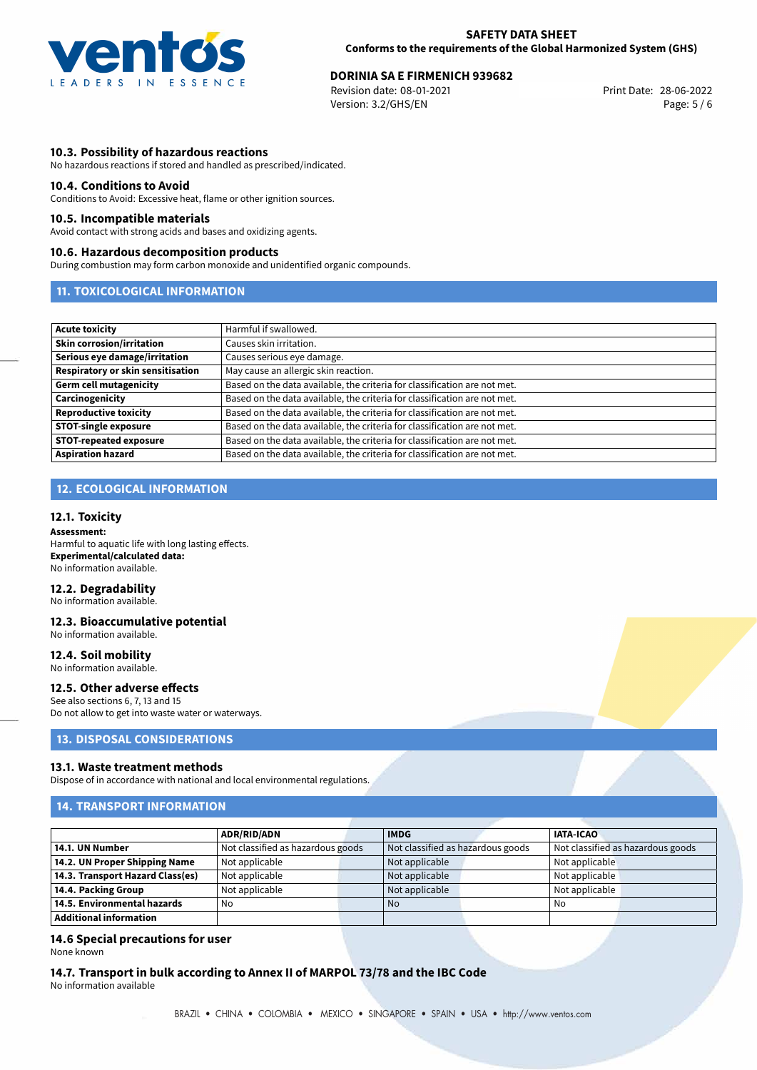### 10.3. Possibility of hazardous reactions

No hazardous reactions if stored and handled as prescribed/indicated.

### 10.4. Conditions to Avoid

Conditions to Avoid: Excessive heat, flame or other ignition sources.

### 10.5. Incompatible materials

Avoid contact with strong acids and bases and oxidizing agents.

### 10.6. Hazardous decomposition products

During combustion may form carbon monoxide and unidentified organic compounds.

## 11. TOXICOLOGICAL INFORMATION

| | |
|---|---|
| **Acute toxicity** | Harmful if swallowed. |
| **Skin corrosion/irritation** | Causes skin irritation. |
| **Serious eye damage/irritation** | Causes serious eye damage. |
| **Respiratory or skin sensitisation** | May cause an allergic skin reaction. |
| **Germ cell mutagenicity** | Based on the data available, the criteria for classification are not met. |
| **Carcinogenicity** | Based on the data available, the criteria for classification are not met. |
| **Reproductive toxicity** | Based on the data available, the criteria for classification are not met. |
| **STOT-single exposure** | Based on the data available, the criteria for classification are not met. |
| **STOT-repeated exposure** | Based on the data available, the criteria for classification are not met. |
| **Aspiration hazard** | Based on the data available, the criteria for classification are not met. |

## 12. ECOLOGICAL INFORMATION

### 12.1. Toxicity

**Assessment:**
Harmful to aquatic life with long lasting effects.
**Experimental/calculated data:**
No information available.

### 12.2. Degradability

No information available.

### 12.3. Bioaccumulative potential

No information available.

### 12.4. Soil mobility

No information available.

### 12.5. Other adverse effects

See also sections 6, 7, 13 and 15
Do not allow to get into waste water or waterways.

## 13. DISPOSAL CONSIDERATIONS

### 13.1. Waste treatment methods

Dispose of in accordance with national and local environmental regulations.

## 14. TRANSPORT INFORMATION

| | ADR/RID/ADN | IMDG | IATA-ICAO |
|---|---|---|---|
| **14.1. UN Number** | Not classified as hazardous goods | Not classified as hazardous goods | Not classified as hazardous goods |
| **14.2. UN Proper Shipping Name** | Not applicable | Not applicable | Not applicable |
| **14.3. Transport Hazard Class(es)** | Not applicable | Not applicable | Not applicable |
| **14.4. Packing Group** | Not applicable | Not applicable | Not applicable |
| **14.5. Environmental hazards** | No | No | No |
| **Additional information** | | | |

### 14.6 Special precautions for user

None known

### 14.7. Transport in bulk according to Annex II of MARPOL 73/78 and the IBC Code

No information available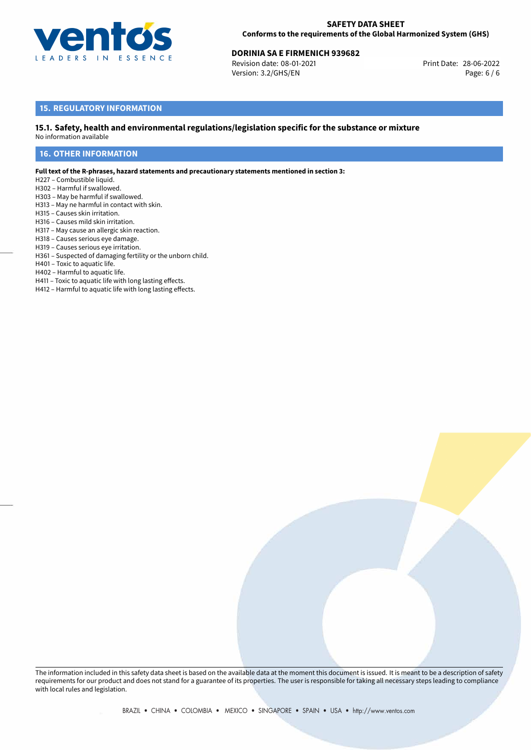## 15. REGULATORY INFORMATION

### 15.1. Safety, health and environmental regulations/legislation specific for the substance or mixture

No information available

## 16. OTHER INFORMATION

**Full text of the R-phrases, hazard statements and precautionary statements mentioned in section 3:**

H227 – Combustible liquid.
H302 – Harmful if swallowed.
H303 – May be harmful if swallowed.
H313 – May ne harmful in contact with skin.
H315 – Causes skin irritation.
H316 – Causes mild skin irritation.
H317 – May cause an allergic skin reaction.
H318 – Causes serious eye damage.
H319 – Causes serious eye irritation.
H361 – Suspected of damaging fertility or the unborn child.
H401 – Toxic to aquatic life.
H402 – Harmful to aquatic life.
H411 – Toxic to aquatic life with long lasting effects.
H412 – Harmful to aquatic life with long lasting effects.

The information included in this safety data sheet is based on the available data at the moment this document is issued. It is meant to be a description of safety requirements for our product and does not stand for a guarantee of its properties. The user is responsible for taking all necessary steps leading to compliance with local rules and legislation.